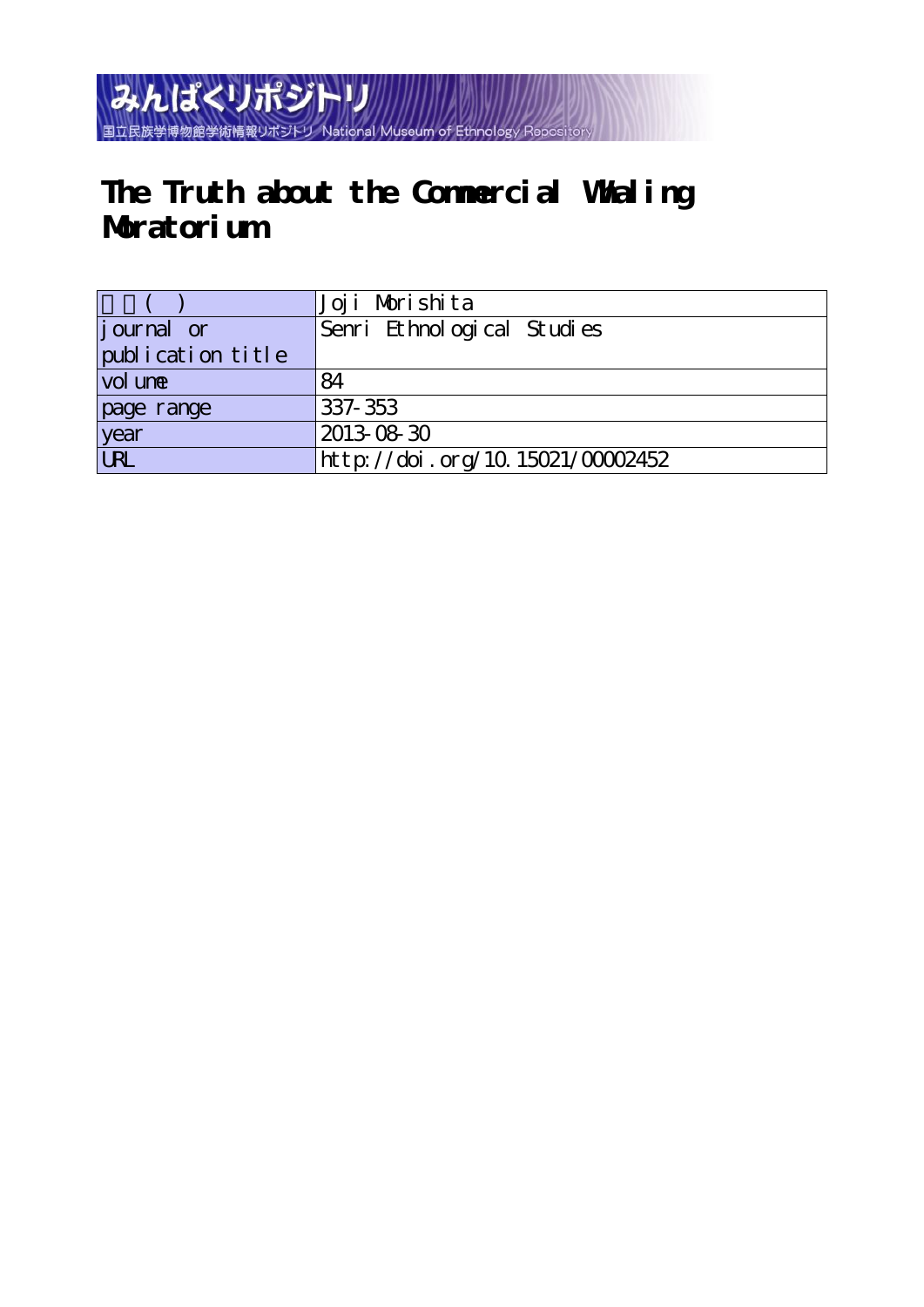みんぱくリポジトリ

国立民族学博物館学術情報リポジトリ National Museum of Ethnology Repository

# The Truth about the Commercial Whaling Moratorium

| 著者(英) | Joji Morishita |
|---|---|
| journal or publication title | Senri Ethnological Studies |
| volume | 84 |
| page range | 337-353 |
| year | 2013-08-30 |
| URL | http://doi.org/10.15021/00002452 |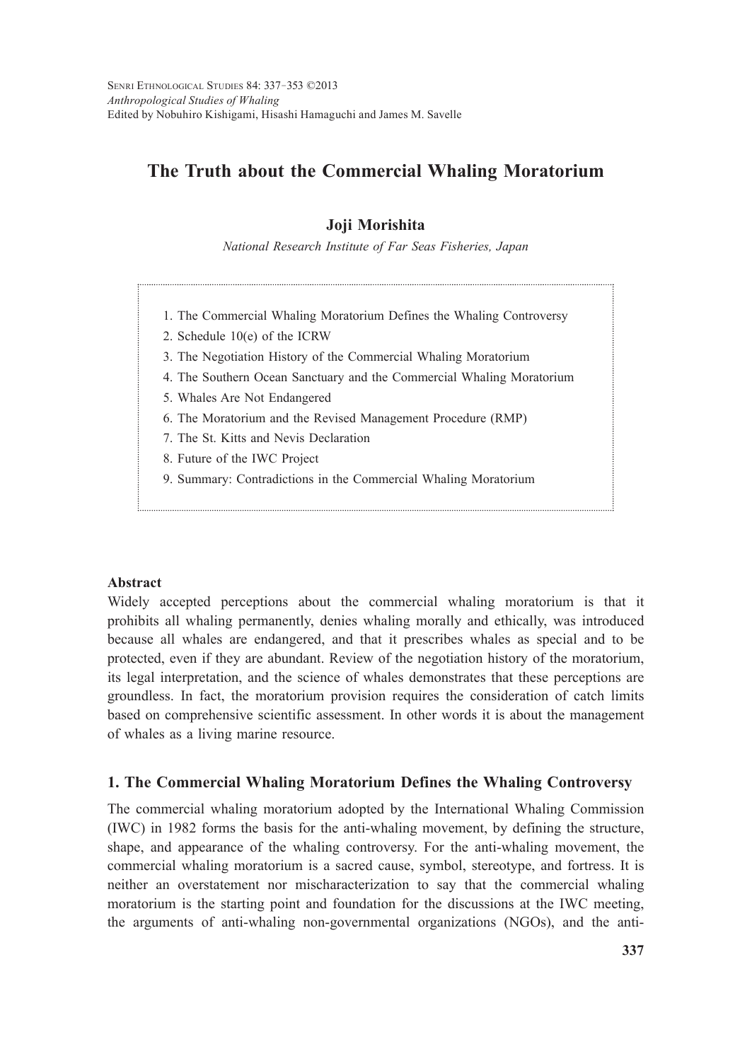Senri Ethnological Studies 84: 337–353 ©2013
*Anthropological Studies of Whaling*
Edited by Nobuhiro Kishigami, Hisashi Hamaguchi and James M. Savelle

# The Truth about the Commercial Whaling Moratorium

**Joji Morishita**

*National Research Institute of Far Seas Fisheries, Japan*

1. The Commercial Whaling Moratorium Defines the Whaling Controversy
2. Schedule 10(e) of the ICRW
3. The Negotiation History of the Commercial Whaling Moratorium
4. The Southern Ocean Sanctuary and the Commercial Whaling Moratorium
5. Whales Are Not Endangered
6. The Moratorium and the Revised Management Procedure (RMP)
7. The St. Kitts and Nevis Declaration
8. Future of the IWC Project
9. Summary: Contradictions in the Commercial Whaling Moratorium

**Abstract**

Widely accepted perceptions about the commercial whaling moratorium is that it prohibits all whaling permanently, denies whaling morally and ethically, was introduced because all whales are endangered, and that it prescribes whales as special and to be protected, even if they are abundant. Review of the negotiation history of the moratorium, its legal interpretation, and the science of whales demonstrates that these perceptions are groundless. In fact, the moratorium provision requires the consideration of catch limits based on comprehensive scientific assessment. In other words it is about the management of whales as a living marine resource.

## 1. The Commercial Whaling Moratorium Defines the Whaling Controversy

The commercial whaling moratorium adopted by the International Whaling Commission (IWC) in 1982 forms the basis for the anti-whaling movement, by defining the structure, shape, and appearance of the whaling controversy. For the anti-whaling movement, the commercial whaling moratorium is a sacred cause, symbol, stereotype, and fortress. It is neither an overstatement nor mischaracterization to say that the commercial whaling moratorium is the starting point and foundation for the discussions at the IWC meeting, the arguments of anti-whaling non-governmental organizations (NGOs), and the anti-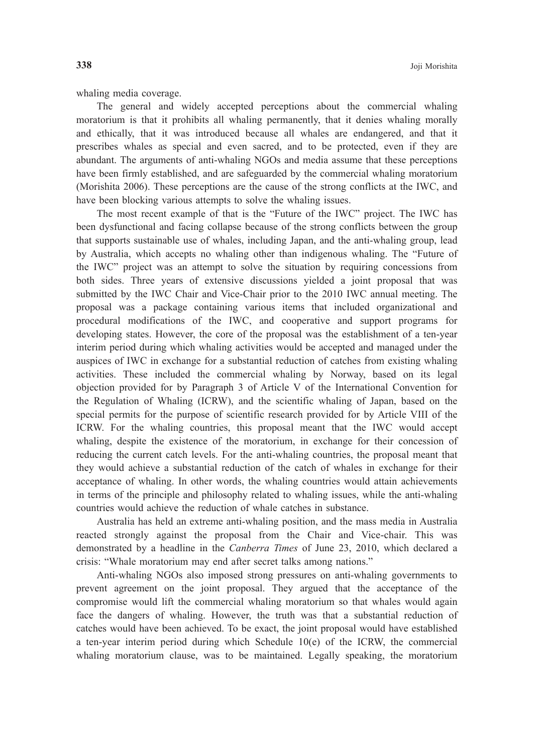whaling media coverage.

The general and widely accepted perceptions about the commercial whaling moratorium is that it prohibits all whaling permanently, that it denies whaling morally and ethically, that it was introduced because all whales are endangered, and that it prescribes whales as special and even sacred, and to be protected, even if they are abundant. The arguments of anti-whaling NGOs and media assume that these perceptions have been firmly established, and are safeguarded by the commercial whaling moratorium (Morishita 2006). These perceptions are the cause of the strong conflicts at the IWC, and have been blocking various attempts to solve the whaling issues.

The most recent example of that is the "Future of the IWC" project. The IWC has been dysfunctional and facing collapse because of the strong conflicts between the group that supports sustainable use of whales, including Japan, and the anti-whaling group, lead by Australia, which accepts no whaling other than indigenous whaling. The "Future of the IWC" project was an attempt to solve the situation by requiring concessions from both sides. Three years of extensive discussions yielded a joint proposal that was submitted by the IWC Chair and Vice-Chair prior to the 2010 IWC annual meeting. The proposal was a package containing various items that included organizational and procedural modifications of the IWC, and cooperative and support programs for developing states. However, the core of the proposal was the establishment of a ten-year interim period during which whaling activities would be accepted and managed under the auspices of IWC in exchange for a substantial reduction of catches from existing whaling activities. These included the commercial whaling by Norway, based on its legal objection provided for by Paragraph 3 of Article V of the International Convention for the Regulation of Whaling (ICRW), and the scientific whaling of Japan, based on the special permits for the purpose of scientific research provided for by Article VIII of the ICRW. For the whaling countries, this proposal meant that the IWC would accept whaling, despite the existence of the moratorium, in exchange for their concession of reducing the current catch levels. For the anti-whaling countries, the proposal meant that they would achieve a substantial reduction of the catch of whales in exchange for their acceptance of whaling. In other words, the whaling countries would attain achievements in terms of the principle and philosophy related to whaling issues, while the anti-whaling countries would achieve the reduction of whale catches in substance.

Australia has held an extreme anti-whaling position, and the mass media in Australia reacted strongly against the proposal from the Chair and Vice-chair. This was demonstrated by a headline in the *Canberra Times* of June 23, 2010, which declared a crisis: "Whale moratorium may end after secret talks among nations."

Anti-whaling NGOs also imposed strong pressures on anti-whaling governments to prevent agreement on the joint proposal. They argued that the acceptance of the compromise would lift the commercial whaling moratorium so that whales would again face the dangers of whaling. However, the truth was that a substantial reduction of catches would have been achieved. To be exact, the joint proposal would have established a ten-year interim period during which Schedule 10(e) of the ICRW, the commercial whaling moratorium clause, was to be maintained. Legally speaking, the moratorium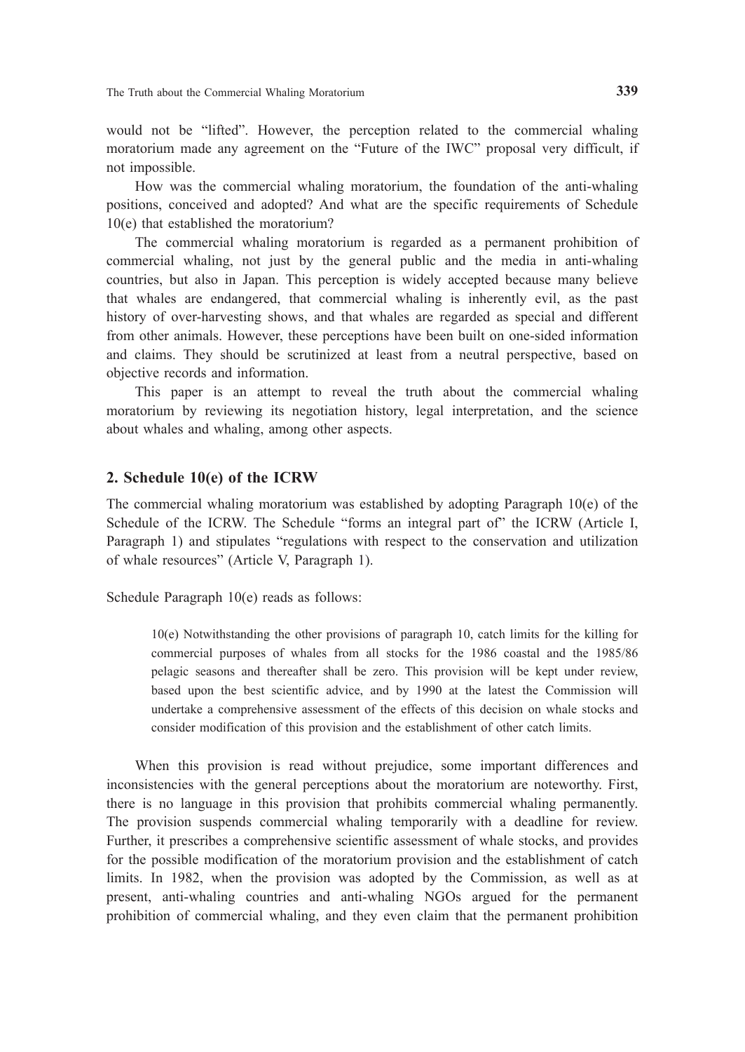would not be "lifted". However, the perception related to the commercial whaling moratorium made any agreement on the "Future of the IWC" proposal very difficult, if not impossible.

How was the commercial whaling moratorium, the foundation of the anti-whaling positions, conceived and adopted? And what are the specific requirements of Schedule 10(e) that established the moratorium?

The commercial whaling moratorium is regarded as a permanent prohibition of commercial whaling, not just by the general public and the media in anti-whaling countries, but also in Japan. This perception is widely accepted because many believe that whales are endangered, that commercial whaling is inherently evil, as the past history of over-harvesting shows, and that whales are regarded as special and different from other animals. However, these perceptions have been built on one-sided information and claims. They should be scrutinized at least from a neutral perspective, based on objective records and information.

This paper is an attempt to reveal the truth about the commercial whaling moratorium by reviewing its negotiation history, legal interpretation, and the science about whales and whaling, among other aspects.

## 2. Schedule 10(e) of the ICRW

The commercial whaling moratorium was established by adopting Paragraph 10(e) of the Schedule of the ICRW. The Schedule "forms an integral part of" the ICRW (Article I, Paragraph 1) and stipulates "regulations with respect to the conservation and utilization of whale resources" (Article V, Paragraph 1).

Schedule Paragraph 10(e) reads as follows:

> 10(e) Notwithstanding the other provisions of paragraph 10, catch limits for the killing for commercial purposes of whales from all stocks for the 1986 coastal and the 1985/86 pelagic seasons and thereafter shall be zero. This provision will be kept under review, based upon the best scientific advice, and by 1990 at the latest the Commission will undertake a comprehensive assessment of the effects of this decision on whale stocks and consider modification of this provision and the establishment of other catch limits.

When this provision is read without prejudice, some important differences and inconsistencies with the general perceptions about the moratorium are noteworthy. First, there is no language in this provision that prohibits commercial whaling permanently. The provision suspends commercial whaling temporarily with a deadline for review. Further, it prescribes a comprehensive scientific assessment of whale stocks, and provides for the possible modification of the moratorium provision and the establishment of catch limits. In 1982, when the provision was adopted by the Commission, as well as at present, anti-whaling countries and anti-whaling NGOs argued for the permanent prohibition of commercial whaling, and they even claim that the permanent prohibition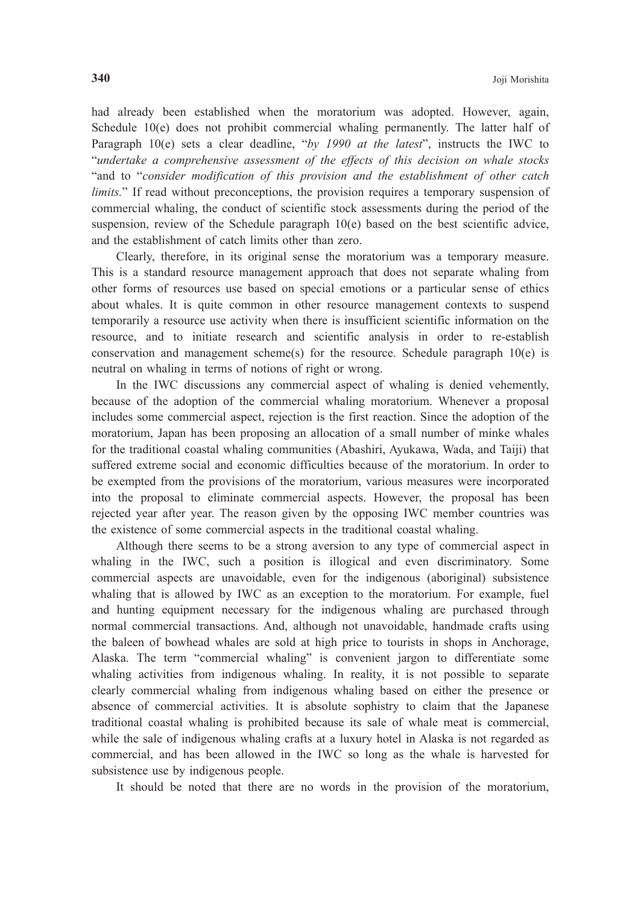had already been established when the moratorium was adopted. However, again, Schedule 10(e) does not prohibit commercial whaling permanently. The latter half of Paragraph 10(e) sets a clear deadline, "*by 1990 at the latest*", instructs the IWC to "*undertake a comprehensive assessment of the effects of this decision on whale stocks* "and to "*consider modification of this provision and the establishment of other catch limits.*" If read without preconceptions, the provision requires a temporary suspension of commercial whaling, the conduct of scientific stock assessments during the period of the suspension, review of the Schedule paragraph 10(e) based on the best scientific advice, and the establishment of catch limits other than zero.

Clearly, therefore, in its original sense the moratorium was a temporary measure. This is a standard resource management approach that does not separate whaling from other forms of resources use based on special emotions or a particular sense of ethics about whales. It is quite common in other resource management contexts to suspend temporarily a resource use activity when there is insufficient scientific information on the resource, and to initiate research and scientific analysis in order to re-establish conservation and management scheme(s) for the resource. Schedule paragraph 10(e) is neutral on whaling in terms of notions of right or wrong.

In the IWC discussions any commercial aspect of whaling is denied vehemently, because of the adoption of the commercial whaling moratorium. Whenever a proposal includes some commercial aspect, rejection is the first reaction. Since the adoption of the moratorium, Japan has been proposing an allocation of a small number of minke whales for the traditional coastal whaling communities (Abashiri, Ayukawa, Wada, and Taiji) that suffered extreme social and economic difficulties because of the moratorium. In order to be exempted from the provisions of the moratorium, various measures were incorporated into the proposal to eliminate commercial aspects. However, the proposal has been rejected year after year. The reason given by the opposing IWC member countries was the existence of some commercial aspects in the traditional coastal whaling.

Although there seems to be a strong aversion to any type of commercial aspect in whaling in the IWC, such a position is illogical and even discriminatory. Some commercial aspects are unavoidable, even for the indigenous (aboriginal) subsistence whaling that is allowed by IWC as an exception to the moratorium. For example, fuel and hunting equipment necessary for the indigenous whaling are purchased through normal commercial transactions. And, although not unavoidable, handmade crafts using the baleen of bowhead whales are sold at high price to tourists in shops in Anchorage, Alaska. The term "commercial whaling" is convenient jargon to differentiate some whaling activities from indigenous whaling. In reality, it is not possible to separate clearly commercial whaling from indigenous whaling based on either the presence or absence of commercial activities. It is absolute sophistry to claim that the Japanese traditional coastal whaling is prohibited because its sale of whale meat is commercial, while the sale of indigenous whaling crafts at a luxury hotel in Alaska is not regarded as commercial, and has been allowed in the IWC so long as the whale is harvested for subsistence use by indigenous people.

It should be noted that there are no words in the provision of the moratorium,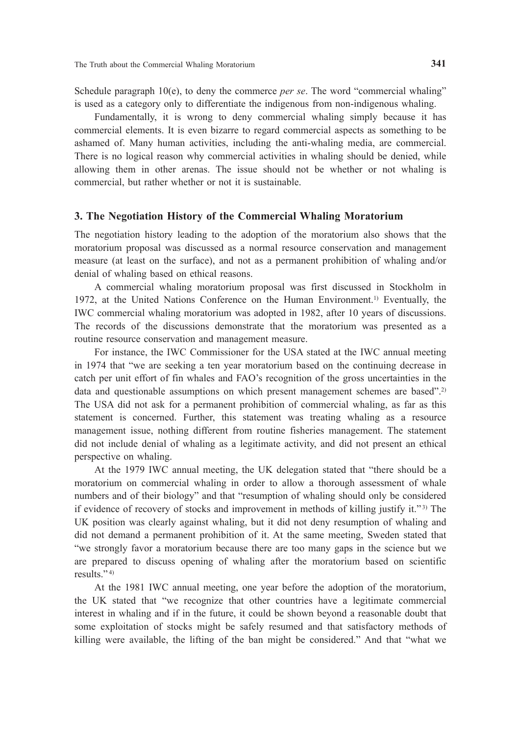Schedule paragraph 10(e), to deny the commerce *per se*. The word "commercial whaling" is used as a category only to differentiate the indigenous from non-indigenous whaling.

Fundamentally, it is wrong to deny commercial whaling simply because it has commercial elements. It is even bizarre to regard commercial aspects as something to be ashamed of. Many human activities, including the anti-whaling media, are commercial. There is no logical reason why commercial activities in whaling should be denied, while allowing them in other arenas. The issue should not be whether or not whaling is commercial, but rather whether or not it is sustainable.

## 3. The Negotiation History of the Commercial Whaling Moratorium

The negotiation history leading to the adoption of the moratorium also shows that the moratorium proposal was discussed as a normal resource conservation and management measure (at least on the surface), and not as a permanent prohibition of whaling and/or denial of whaling based on ethical reasons.

A commercial whaling moratorium proposal was first discussed in Stockholm in 1972, at the United Nations Conference on the Human Environment.[1)] Eventually, the IWC commercial whaling moratorium was adopted in 1982, after 10 years of discussions. The records of the discussions demonstrate that the moratorium was presented as a routine resource conservation and management measure.

For instance, the IWC Commissioner for the USA stated at the IWC annual meeting in 1974 that "we are seeking a ten year moratorium based on the continuing decrease in catch per unit effort of fin whales and FAO's recognition of the gross uncertainties in the data and questionable assumptions on which present management schemes are based".[2)] The USA did not ask for a permanent prohibition of commercial whaling, as far as this statement is concerned. Further, this statement was treating whaling as a resource management issue, nothing different from routine fisheries management. The statement did not include denial of whaling as a legitimate activity, and did not present an ethical perspective on whaling.

At the 1979 IWC annual meeting, the UK delegation stated that "there should be a moratorium on commercial whaling in order to allow a thorough assessment of whale numbers and of their biology" and that "resumption of whaling should only be considered if evidence of recovery of stocks and improvement in methods of killing justify it."[3)] The UK position was clearly against whaling, but it did not deny resumption of whaling and did not demand a permanent prohibition of it. At the same meeting, Sweden stated that "we strongly favor a moratorium because there are too many gaps in the science but we are prepared to discuss opening of whaling after the moratorium based on scientific results."[4)]

At the 1981 IWC annual meeting, one year before the adoption of the moratorium, the UK stated that "we recognize that other countries have a legitimate commercial interest in whaling and if in the future, it could be shown beyond a reasonable doubt that some exploitation of stocks might be safely resumed and that satisfactory methods of killing were available, the lifting of the ban might be considered." And that "what we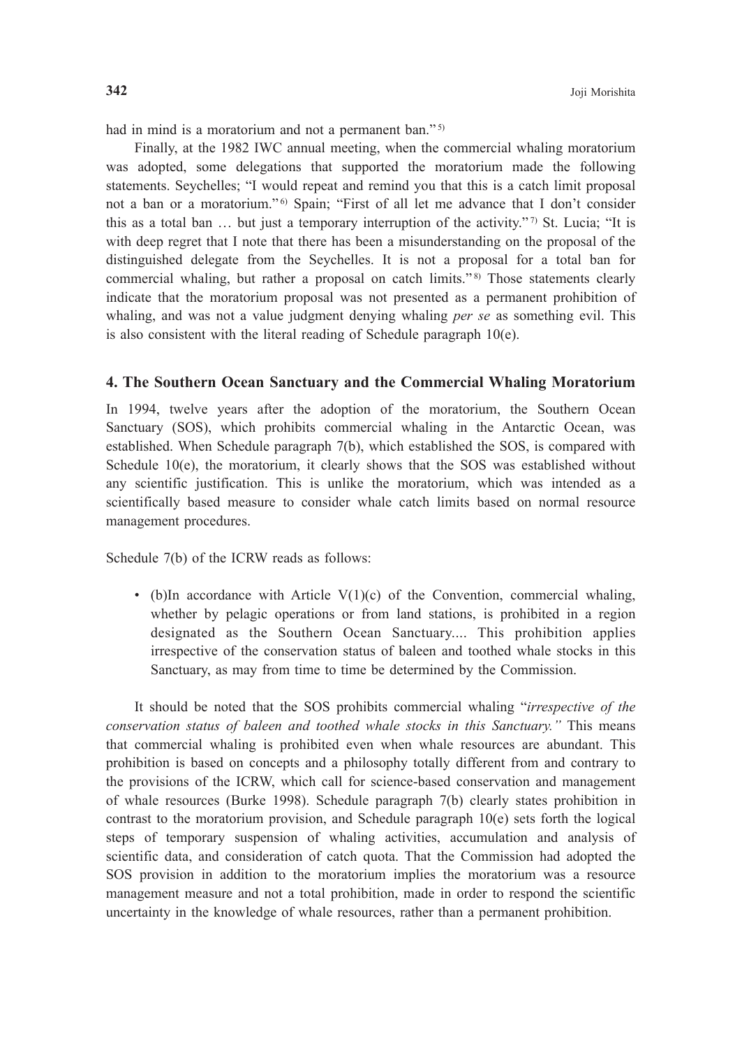had in mind is a moratorium and not a permanent ban."[5]

Finally, at the 1982 IWC annual meeting, when the commercial whaling moratorium was adopted, some delegations that supported the moratorium made the following statements. Seychelles; "I would repeat and remind you that this is a catch limit proposal not a ban or a moratorium."[6] Spain; "First of all let me advance that I don't consider this as a total ban … but just a temporary interruption of the activity."[7] St. Lucia; "It is with deep regret that I note that there has been a misunderstanding on the proposal of the distinguished delegate from the Seychelles. It is not a proposal for a total ban for commercial whaling, but rather a proposal on catch limits."[8] Those statements clearly indicate that the moratorium proposal was not presented as a permanent prohibition of whaling, and was not a value judgment denying whaling *per se* as something evil. This is also consistent with the literal reading of Schedule paragraph 10(e).

## 4. The Southern Ocean Sanctuary and the Commercial Whaling Moratorium

In 1994, twelve years after the adoption of the moratorium, the Southern Ocean Sanctuary (SOS), which prohibits commercial whaling in the Antarctic Ocean, was established. When Schedule paragraph 7(b), which established the SOS, is compared with Schedule 10(e), the moratorium, it clearly shows that the SOS was established without any scientific justification. This is unlike the moratorium, which was intended as a scientifically based measure to consider whale catch limits based on normal resource management procedures.

Schedule 7(b) of the ICRW reads as follows:

- (b)In accordance with Article V(1)(c) of the Convention, commercial whaling, whether by pelagic operations or from land stations, is prohibited in a region designated as the Southern Ocean Sanctuary.... This prohibition applies irrespective of the conservation status of baleen and toothed whale stocks in this Sanctuary, as may from time to time be determined by the Commission.

It should be noted that the SOS prohibits commercial whaling "*irrespective of the conservation status of baleen and toothed whale stocks in this Sanctuary."* This means that commercial whaling is prohibited even when whale resources are abundant. This prohibition is based on concepts and a philosophy totally different from and contrary to the provisions of the ICRW, which call for science-based conservation and management of whale resources (Burke 1998). Schedule paragraph 7(b) clearly states prohibition in contrast to the moratorium provision, and Schedule paragraph 10(e) sets forth the logical steps of temporary suspension of whaling activities, accumulation and analysis of scientific data, and consideration of catch quota. That the Commission had adopted the SOS provision in addition to the moratorium implies the moratorium was a resource management measure and not a total prohibition, made in order to respond the scientific uncertainty in the knowledge of whale resources, rather than a permanent prohibition.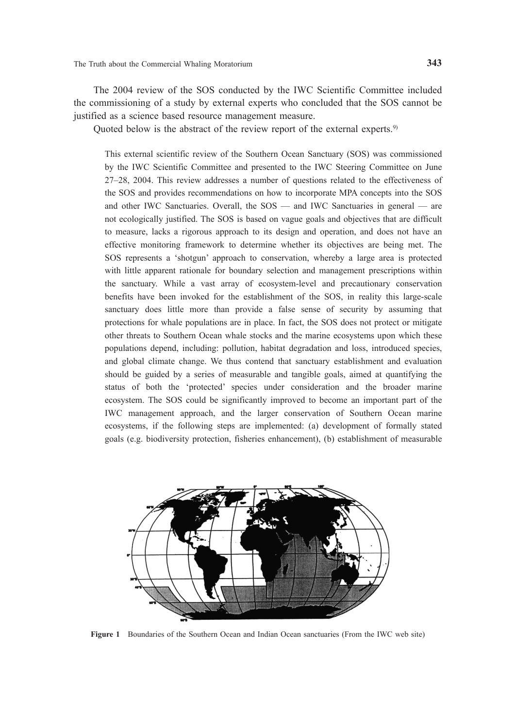The 2004 review of the SOS conducted by the IWC Scientific Committee included the commissioning of a study by external experts who concluded that the SOS cannot be justified as a science based resource management measure.

Quoted below is the abstract of the review report of the external experts.[9)]

> This external scientific review of the Southern Ocean Sanctuary (SOS) was commissioned by the IWC Scientific Committee and presented to the IWC Steering Committee on June 27–28, 2004. This review addresses a number of questions related to the effectiveness of the SOS and provides recommendations on how to incorporate MPA concepts into the SOS and other IWC Sanctuaries. Overall, the SOS — and IWC Sanctuaries in general — are not ecologically justified. The SOS is based on vague goals and objectives that are difficult to measure, lacks a rigorous approach to its design and operation, and does not have an effective monitoring framework to determine whether its objectives are being met. The SOS represents a 'shotgun' approach to conservation, whereby a large area is protected with little apparent rationale for boundary selection and management prescriptions within the sanctuary. While a vast array of ecosystem-level and precautionary conservation benefits have been invoked for the establishment of the SOS, in reality this large-scale sanctuary does little more than provide a false sense of security by assuming that protections for whale populations are in place. In fact, the SOS does not protect or mitigate other threats to Southern Ocean whale stocks and the marine ecosystems upon which these populations depend, including: pollution, habitat degradation and loss, introduced species, and global climate change. We thus contend that sanctuary establishment and evaluation should be guided by a series of measurable and tangible goals, aimed at quantifying the status of both the 'protected' species under consideration and the broader marine ecosystem. The SOS could be significantly improved to become an important part of the IWC management approach, and the larger conservation of Southern Ocean marine ecosystems, if the following steps are implemented: (a) development of formally stated goals (e.g. biodiversity protection, fisheries enhancement), (b) establishment of measurable

**Figure 1** Boundaries of the Southern Ocean and Indian Ocean sanctuaries (From the IWC web site)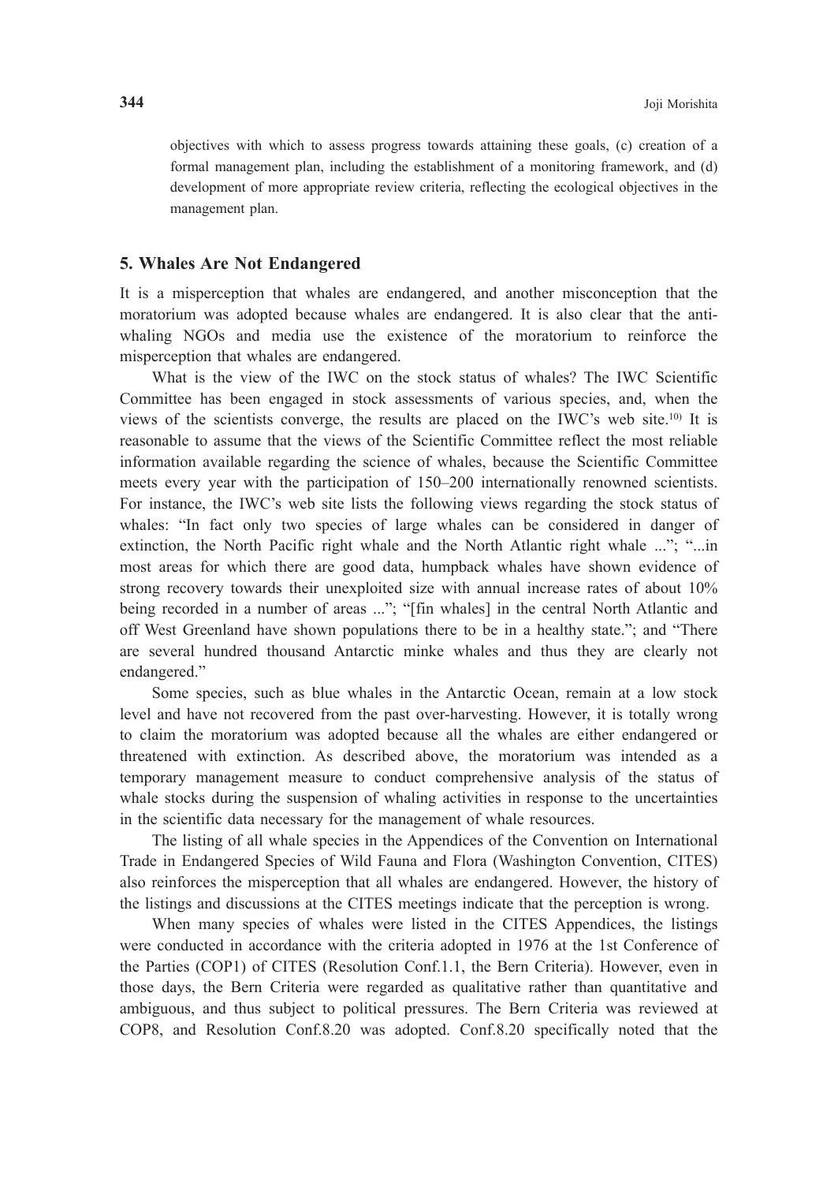objectives with which to assess progress towards attaining these goals, (c) creation of a formal management plan, including the establishment of a monitoring framework, and (d) development of more appropriate review criteria, reflecting the ecological objectives in the management plan.

## 5. Whales Are Not Endangered

It is a misperception that whales are endangered, and another misconception that the moratorium was adopted because whales are endangered. It is also clear that the anti-whaling NGOs and media use the existence of the moratorium to reinforce the misperception that whales are endangered.

What is the view of the IWC on the stock status of whales? The IWC Scientific Committee has been engaged in stock assessments of various species, and, when the views of the scientists converge, the results are placed on the IWC's web site.[10] It is reasonable to assume that the views of the Scientific Committee reflect the most reliable information available regarding the science of whales, because the Scientific Committee meets every year with the participation of 150–200 internationally renowned scientists. For instance, the IWC's web site lists the following views regarding the stock status of whales: "In fact only two species of large whales can be considered in danger of extinction, the North Pacific right whale and the North Atlantic right whale ..."; "...in most areas for which there are good data, humpback whales have shown evidence of strong recovery towards their unexploited size with annual increase rates of about 10% being recorded in a number of areas ..."; "[fin whales] in the central North Atlantic and off West Greenland have shown populations there to be in a healthy state."; and "There are several hundred thousand Antarctic minke whales and thus they are clearly not endangered."

Some species, such as blue whales in the Antarctic Ocean, remain at a low stock level and have not recovered from the past over-harvesting. However, it is totally wrong to claim the moratorium was adopted because all the whales are either endangered or threatened with extinction. As described above, the moratorium was intended as a temporary management measure to conduct comprehensive analysis of the status of whale stocks during the suspension of whaling activities in response to the uncertainties in the scientific data necessary for the management of whale resources.

The listing of all whale species in the Appendices of the Convention on International Trade in Endangered Species of Wild Fauna and Flora (Washington Convention, CITES) also reinforces the misperception that all whales are endangered. However, the history of the listings and discussions at the CITES meetings indicate that the perception is wrong.

When many species of whales were listed in the CITES Appendices, the listings were conducted in accordance with the criteria adopted in 1976 at the 1st Conference of the Parties (COP1) of CITES (Resolution Conf.1.1, the Bern Criteria). However, even in those days, the Bern Criteria were regarded as qualitative rather than quantitative and ambiguous, and thus subject to political pressures. The Bern Criteria was reviewed at COP8, and Resolution Conf.8.20 was adopted. Conf.8.20 specifically noted that the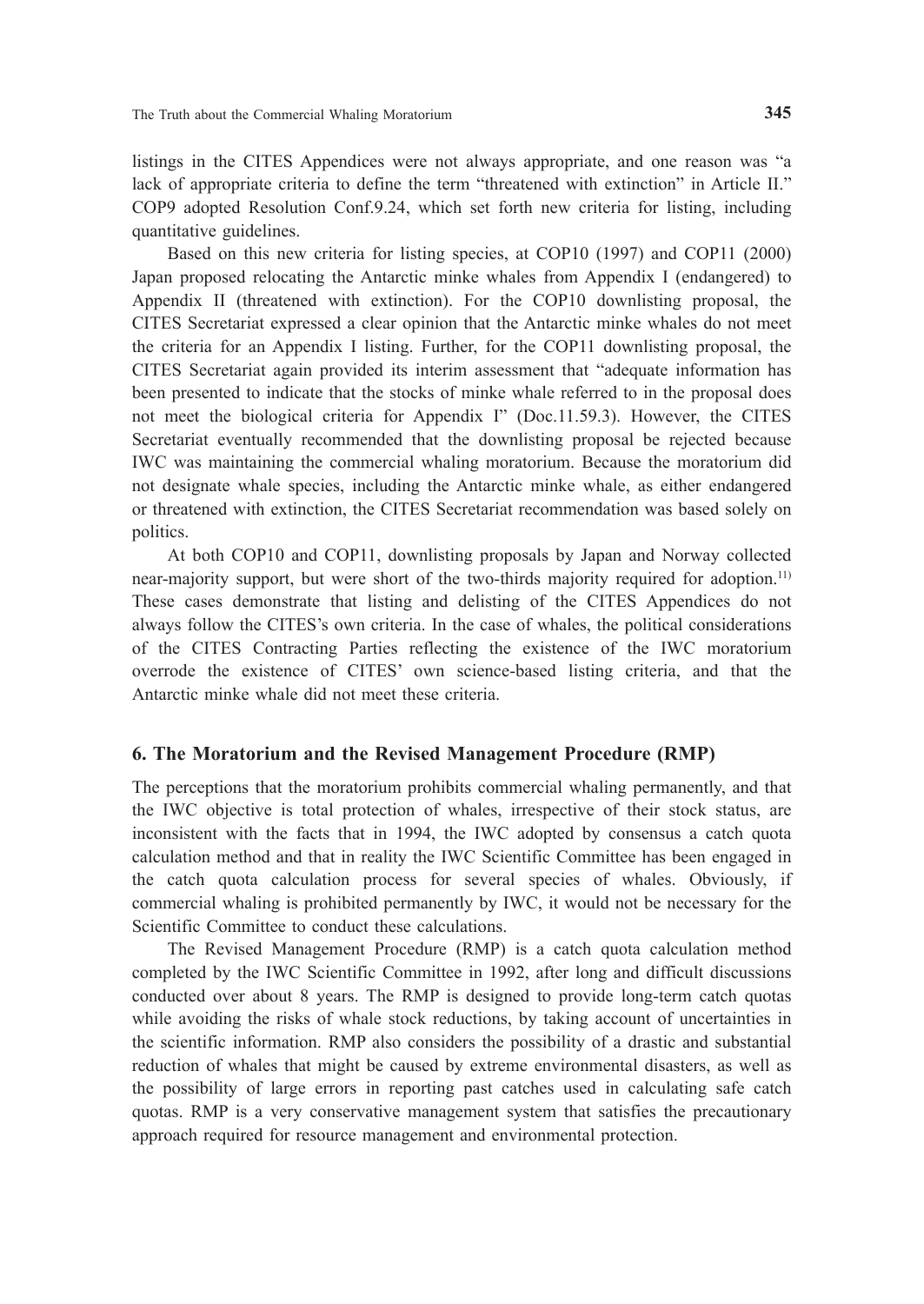listings in the CITES Appendices were not always appropriate, and one reason was "a lack of appropriate criteria to define the term "threatened with extinction" in Article II." COP9 adopted Resolution Conf.9.24, which set forth new criteria for listing, including quantitative guidelines.

Based on this new criteria for listing species, at COP10 (1997) and COP11 (2000) Japan proposed relocating the Antarctic minke whales from Appendix I (endangered) to Appendix II (threatened with extinction). For the COP10 downlisting proposal, the CITES Secretariat expressed a clear opinion that the Antarctic minke whales do not meet the criteria for an Appendix I listing. Further, for the COP11 downlisting proposal, the CITES Secretariat again provided its interim assessment that "adequate information has been presented to indicate that the stocks of minke whale referred to in the proposal does not meet the biological criteria for Appendix I" (Doc.11.59.3). However, the CITES Secretariat eventually recommended that the downlisting proposal be rejected because IWC was maintaining the commercial whaling moratorium. Because the moratorium did not designate whale species, including the Antarctic minke whale, as either endangered or threatened with extinction, the CITES Secretariat recommendation was based solely on politics.

At both COP10 and COP11, downlisting proposals by Japan and Norway collected near-majority support, but were short of the two-thirds majority required for adoption.[11] These cases demonstrate that listing and delisting of the CITES Appendices do not always follow the CITES's own criteria. In the case of whales, the political considerations of the CITES Contracting Parties reflecting the existence of the IWC moratorium overrode the existence of CITES' own science-based listing criteria, and that the Antarctic minke whale did not meet these criteria.

## 6. The Moratorium and the Revised Management Procedure (RMP)

The perceptions that the moratorium prohibits commercial whaling permanently, and that the IWC objective is total protection of whales, irrespective of their stock status, are inconsistent with the facts that in 1994, the IWC adopted by consensus a catch quota calculation method and that in reality the IWC Scientific Committee has been engaged in the catch quota calculation process for several species of whales. Obviously, if commercial whaling is prohibited permanently by IWC, it would not be necessary for the Scientific Committee to conduct these calculations.

The Revised Management Procedure (RMP) is a catch quota calculation method completed by the IWC Scientific Committee in 1992, after long and difficult discussions conducted over about 8 years. The RMP is designed to provide long-term catch quotas while avoiding the risks of whale stock reductions, by taking account of uncertainties in the scientific information. RMP also considers the possibility of a drastic and substantial reduction of whales that might be caused by extreme environmental disasters, as well as the possibility of large errors in reporting past catches used in calculating safe catch quotas. RMP is a very conservative management system that satisfies the precautionary approach required for resource management and environmental protection.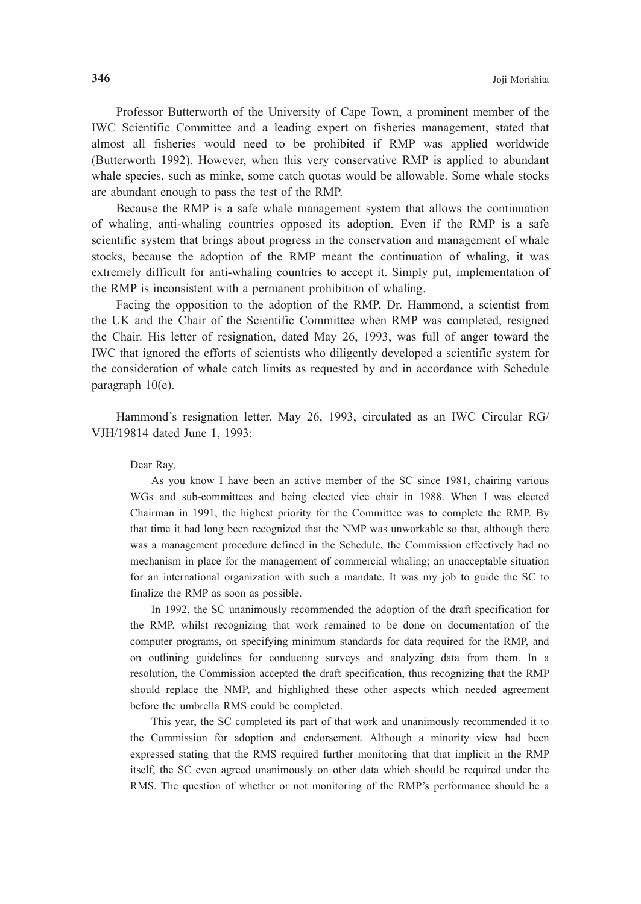Professor Butterworth of the University of Cape Town, a prominent member of the IWC Scientific Committee and a leading expert on fisheries management, stated that almost all fisheries would need to be prohibited if RMP was applied worldwide (Butterworth 1992). However, when this very conservative RMP is applied to abundant whale species, such as minke, some catch quotas would be allowable. Some whale stocks are abundant enough to pass the test of the RMP.

Because the RMP is a safe whale management system that allows the continuation of whaling, anti-whaling countries opposed its adoption. Even if the RMP is a safe scientific system that brings about progress in the conservation and management of whale stocks, because the adoption of the RMP meant the continuation of whaling, it was extremely difficult for anti-whaling countries to accept it. Simply put, implementation of the RMP is inconsistent with a permanent prohibition of whaling.

Facing the opposition to the adoption of the RMP, Dr. Hammond, a scientist from the UK and the Chair of the Scientific Committee when RMP was completed, resigned the Chair. His letter of resignation, dated May 26, 1993, was full of anger toward the IWC that ignored the efforts of scientists who diligently developed a scientific system for the consideration of whale catch limits as requested by and in accordance with Schedule paragraph 10(e).

Hammond's resignation letter, May 26, 1993, circulated as an IWC Circular RG/VJH/19814 dated June 1, 1993:

> Dear Ray,
>
> As you know I have been an active member of the SC since 1981, chairing various WGs and sub-committees and being elected vice chair in 1988. When I was elected Chairman in 1991, the highest priority for the Committee was to complete the RMP. By that time it had long been recognized that the NMP was unworkable so that, although there was a management procedure defined in the Schedule, the Commission effectively had no mechanism in place for the management of commercial whaling; an unacceptable situation for an international organization with such a mandate. It was my job to guide the SC to finalize the RMP as soon as possible.
>
> In 1992, the SC unanimously recommended the adoption of the draft specification for the RMP, whilst recognizing that work remained to be done on documentation of the computer programs, on specifying minimum standards for data required for the RMP, and on outlining guidelines for conducting surveys and analyzing data from them. In a resolution, the Commission accepted the draft specification, thus recognizing that the RMP should replace the NMP, and highlighted these other aspects which needed agreement before the umbrella RMS could be completed.
>
> This year, the SC completed its part of that work and unanimously recommended it to the Commission for adoption and endorsement. Although a minority view had been expressed stating that the RMS required further monitoring that that implicit in the RMP itself, the SC even agreed unanimously on other data which should be required under the RMS. The question of whether or not monitoring of the RMP's performance should be a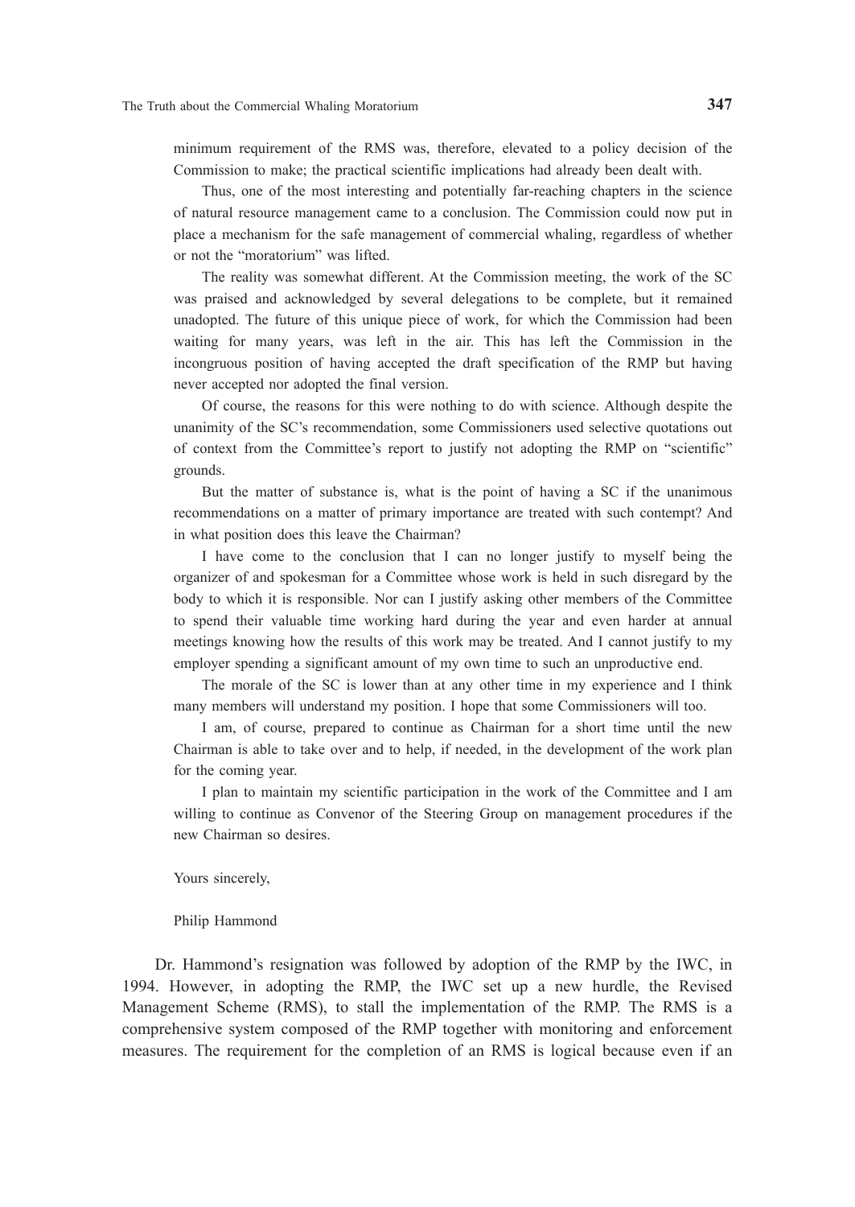minimum requirement of the RMS was, therefore, elevated to a policy decision of the Commission to make; the practical scientific implications had already been dealt with.

Thus, one of the most interesting and potentially far-reaching chapters in the science of natural resource management came to a conclusion. The Commission could now put in place a mechanism for the safe management of commercial whaling, regardless of whether or not the "moratorium" was lifted.

The reality was somewhat different. At the Commission meeting, the work of the SC was praised and acknowledged by several delegations to be complete, but it remained unadopted. The future of this unique piece of work, for which the Commission had been waiting for many years, was left in the air. This has left the Commission in the incongruous position of having accepted the draft specification of the RMP but having never accepted nor adopted the final version.

Of course, the reasons for this were nothing to do with science. Although despite the unanimity of the SC's recommendation, some Commissioners used selective quotations out of context from the Committee's report to justify not adopting the RMP on "scientific" grounds.

But the matter of substance is, what is the point of having a SC if the unanimous recommendations on a matter of primary importance are treated with such contempt? And in what position does this leave the Chairman?

I have come to the conclusion that I can no longer justify to myself being the organizer of and spokesman for a Committee whose work is held in such disregard by the body to which it is responsible. Nor can I justify asking other members of the Committee to spend their valuable time working hard during the year and even harder at annual meetings knowing how the results of this work may be treated. And I cannot justify to my employer spending a significant amount of my own time to such an unproductive end.

The morale of the SC is lower than at any other time in my experience and I think many members will understand my position. I hope that some Commissioners will too.

I am, of course, prepared to continue as Chairman for a short time until the new Chairman is able to take over and to help, if needed, in the development of the work plan for the coming year.

I plan to maintain my scientific participation in the work of the Committee and I am willing to continue as Convenor of the Steering Group on management procedures if the new Chairman so desires.

Yours sincerely,

Philip Hammond

Dr. Hammond's resignation was followed by adoption of the RMP by the IWC, in 1994. However, in adopting the RMP, the IWC set up a new hurdle, the Revised Management Scheme (RMS), to stall the implementation of the RMP. The RMS is a comprehensive system composed of the RMP together with monitoring and enforcement measures. The requirement for the completion of an RMS is logical because even if an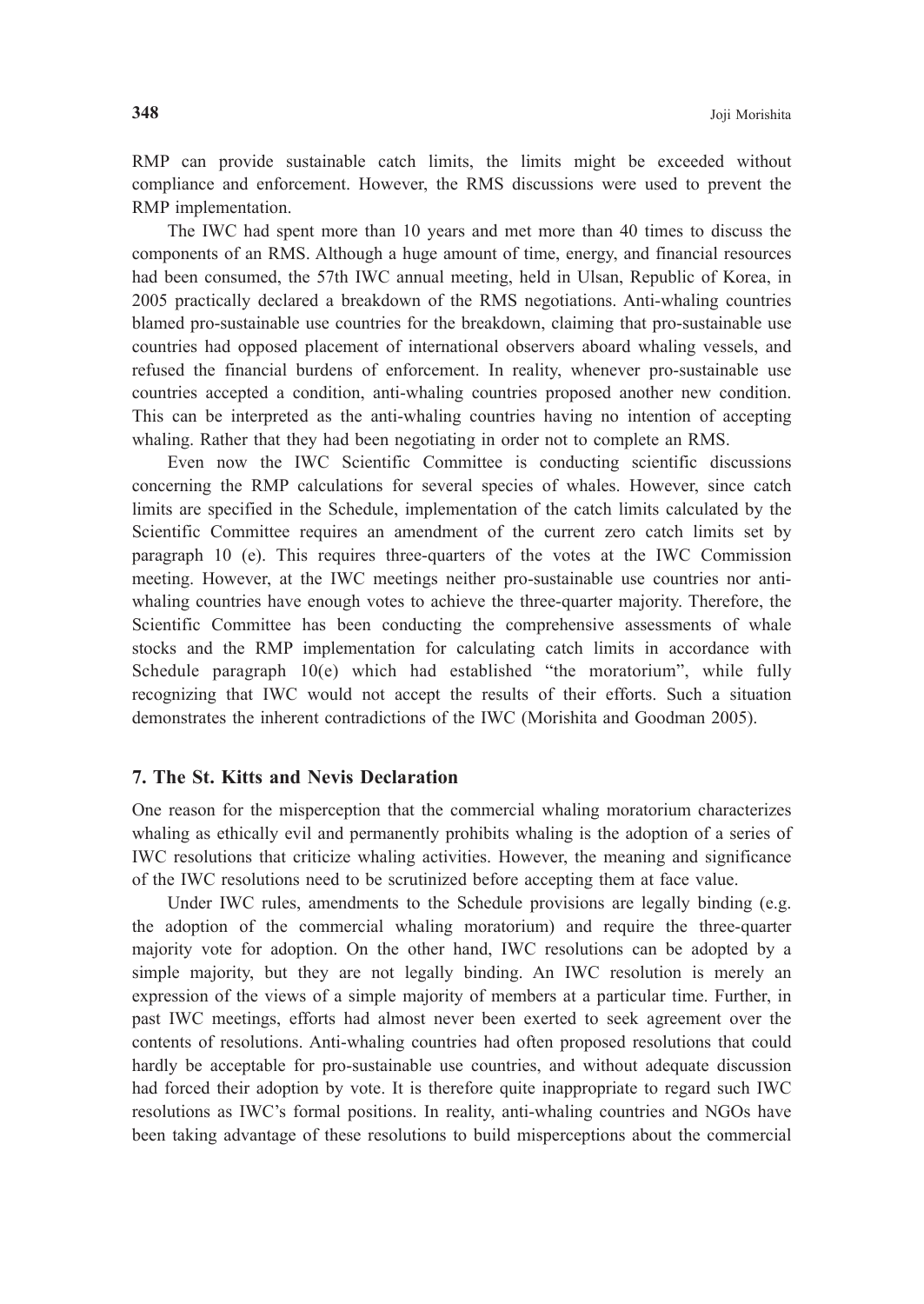RMP can provide sustainable catch limits, the limits might be exceeded without compliance and enforcement. However, the RMS discussions were used to prevent the RMP implementation.

The IWC had spent more than 10 years and met more than 40 times to discuss the components of an RMS. Although a huge amount of time, energy, and financial resources had been consumed, the 57th IWC annual meeting, held in Ulsan, Republic of Korea, in 2005 practically declared a breakdown of the RMS negotiations. Anti-whaling countries blamed pro-sustainable use countries for the breakdown, claiming that pro-sustainable use countries had opposed placement of international observers aboard whaling vessels, and refused the financial burdens of enforcement. In reality, whenever pro-sustainable use countries accepted a condition, anti-whaling countries proposed another new condition. This can be interpreted as the anti-whaling countries having no intention of accepting whaling. Rather that they had been negotiating in order not to complete an RMS.

Even now the IWC Scientific Committee is conducting scientific discussions concerning the RMP calculations for several species of whales. However, since catch limits are specified in the Schedule, implementation of the catch limits calculated by the Scientific Committee requires an amendment of the current zero catch limits set by paragraph 10 (e). This requires three-quarters of the votes at the IWC Commission meeting. However, at the IWC meetings neither pro-sustainable use countries nor anti-whaling countries have enough votes to achieve the three-quarter majority. Therefore, the Scientific Committee has been conducting the comprehensive assessments of whale stocks and the RMP implementation for calculating catch limits in accordance with Schedule paragraph 10(e) which had established "the moratorium", while fully recognizing that IWC would not accept the results of their efforts. Such a situation demonstrates the inherent contradictions of the IWC (Morishita and Goodman 2005).

## 7. The St. Kitts and Nevis Declaration

One reason for the misperception that the commercial whaling moratorium characterizes whaling as ethically evil and permanently prohibits whaling is the adoption of a series of IWC resolutions that criticize whaling activities. However, the meaning and significance of the IWC resolutions need to be scrutinized before accepting them at face value.

Under IWC rules, amendments to the Schedule provisions are legally binding (e.g. the adoption of the commercial whaling moratorium) and require the three-quarter majority vote for adoption. On the other hand, IWC resolutions can be adopted by a simple majority, but they are not legally binding. An IWC resolution is merely an expression of the views of a simple majority of members at a particular time. Further, in past IWC meetings, efforts had almost never been exerted to seek agreement over the contents of resolutions. Anti-whaling countries had often proposed resolutions that could hardly be acceptable for pro-sustainable use countries, and without adequate discussion had forced their adoption by vote. It is therefore quite inappropriate to regard such IWC resolutions as IWC's formal positions. In reality, anti-whaling countries and NGOs have been taking advantage of these resolutions to build misperceptions about the commercial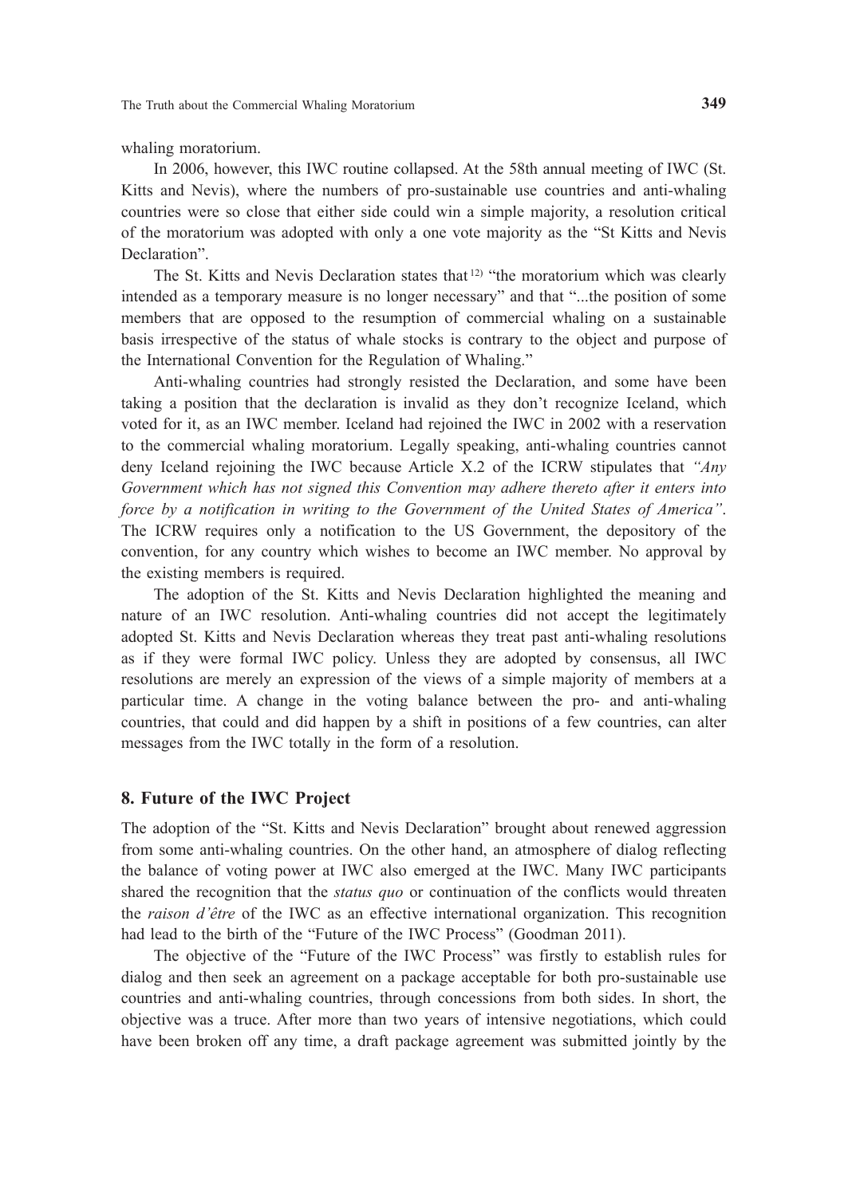whaling moratorium.

In 2006, however, this IWC routine collapsed. At the 58th annual meeting of IWC (St. Kitts and Nevis), where the numbers of pro-sustainable use countries and anti-whaling countries were so close that either side could win a simple majority, a resolution critical of the moratorium was adopted with only a one vote majority as the "St Kitts and Nevis Declaration".

The St. Kitts and Nevis Declaration states that [12] "the moratorium which was clearly intended as a temporary measure is no longer necessary" and that "...the position of some members that are opposed to the resumption of commercial whaling on a sustainable basis irrespective of the status of whale stocks is contrary to the object and purpose of the International Convention for the Regulation of Whaling."

Anti-whaling countries had strongly resisted the Declaration, and some have been taking a position that the declaration is invalid as they don't recognize Iceland, which voted for it, as an IWC member. Iceland had rejoined the IWC in 2002 with a reservation to the commercial whaling moratorium. Legally speaking, anti-whaling countries cannot deny Iceland rejoining the IWC because Article X.2 of the ICRW stipulates that *"Any Government which has not signed this Convention may adhere thereto after it enters into force by a notification in writing to the Government of the United States of America"*. The ICRW requires only a notification to the US Government, the depository of the convention, for any country which wishes to become an IWC member. No approval by the existing members is required.

The adoption of the St. Kitts and Nevis Declaration highlighted the meaning and nature of an IWC resolution. Anti-whaling countries did not accept the legitimately adopted St. Kitts and Nevis Declaration whereas they treat past anti-whaling resolutions as if they were formal IWC policy. Unless they are adopted by consensus, all IWC resolutions are merely an expression of the views of a simple majority of members at a particular time. A change in the voting balance between the pro- and anti-whaling countries, that could and did happen by a shift in positions of a few countries, can alter messages from the IWC totally in the form of a resolution.

## 8. Future of the IWC Project

The adoption of the "St. Kitts and Nevis Declaration" brought about renewed aggression from some anti-whaling countries. On the other hand, an atmosphere of dialog reflecting the balance of voting power at IWC also emerged at the IWC. Many IWC participants shared the recognition that the *status quo* or continuation of the conflicts would threaten the *raison d'être* of the IWC as an effective international organization. This recognition had lead to the birth of the "Future of the IWC Process" (Goodman 2011).

The objective of the "Future of the IWC Process" was firstly to establish rules for dialog and then seek an agreement on a package acceptable for both pro-sustainable use countries and anti-whaling countries, through concessions from both sides. In short, the objective was a truce. After more than two years of intensive negotiations, which could have been broken off any time, a draft package agreement was submitted jointly by the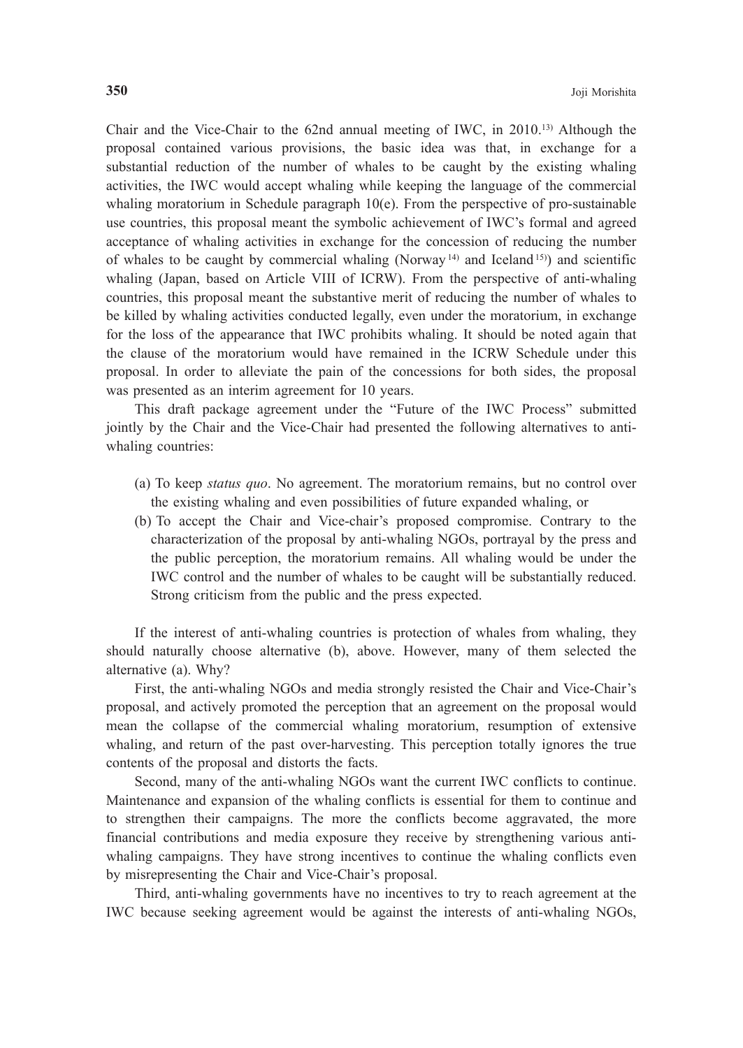Chair and the Vice-Chair to the 62nd annual meeting of IWC, in 2010.[13] Although the proposal contained various provisions, the basic idea was that, in exchange for a substantial reduction of the number of whales to be caught by the existing whaling activities, the IWC would accept whaling while keeping the language of the commercial whaling moratorium in Schedule paragraph 10(e). From the perspective of pro-sustainable use countries, this proposal meant the symbolic achievement of IWC's formal and agreed acceptance of whaling activities in exchange for the concession of reducing the number of whales to be caught by commercial whaling (Norway[14] and Iceland[15]) and scientific whaling (Japan, based on Article VIII of ICRW). From the perspective of anti-whaling countries, this proposal meant the substantive merit of reducing the number of whales to be killed by whaling activities conducted legally, even under the moratorium, in exchange for the loss of the appearance that IWC prohibits whaling. It should be noted again that the clause of the moratorium would have remained in the ICRW Schedule under this proposal. In order to alleviate the pain of the concessions for both sides, the proposal was presented as an interim agreement for 10 years.

This draft package agreement under the "Future of the IWC Process" submitted jointly by the Chair and the Vice-Chair had presented the following alternatives to anti-whaling countries:

(a) To keep *status quo*. No agreement. The moratorium remains, but no control over the existing whaling and even possibilities of future expanded whaling, or

(b) To accept the Chair and Vice-chair's proposed compromise. Contrary to the characterization of the proposal by anti-whaling NGOs, portrayal by the press and the public perception, the moratorium remains. All whaling would be under the IWC control and the number of whales to be caught will be substantially reduced. Strong criticism from the public and the press expected.

If the interest of anti-whaling countries is protection of whales from whaling, they should naturally choose alternative (b), above. However, many of them selected the alternative (a). Why?

First, the anti-whaling NGOs and media strongly resisted the Chair and Vice-Chair's proposal, and actively promoted the perception that an agreement on the proposal would mean the collapse of the commercial whaling moratorium, resumption of extensive whaling, and return of the past over-harvesting. This perception totally ignores the true contents of the proposal and distorts the facts.

Second, many of the anti-whaling NGOs want the current IWC conflicts to continue. Maintenance and expansion of the whaling conflicts is essential for them to continue and to strengthen their campaigns. The more the conflicts become aggravated, the more financial contributions and media exposure they receive by strengthening various anti-whaling campaigns. They have strong incentives to continue the whaling conflicts even by misrepresenting the Chair and Vice-Chair's proposal.

Third, anti-whaling governments have no incentives to try to reach agreement at the IWC because seeking agreement would be against the interests of anti-whaling NGOs,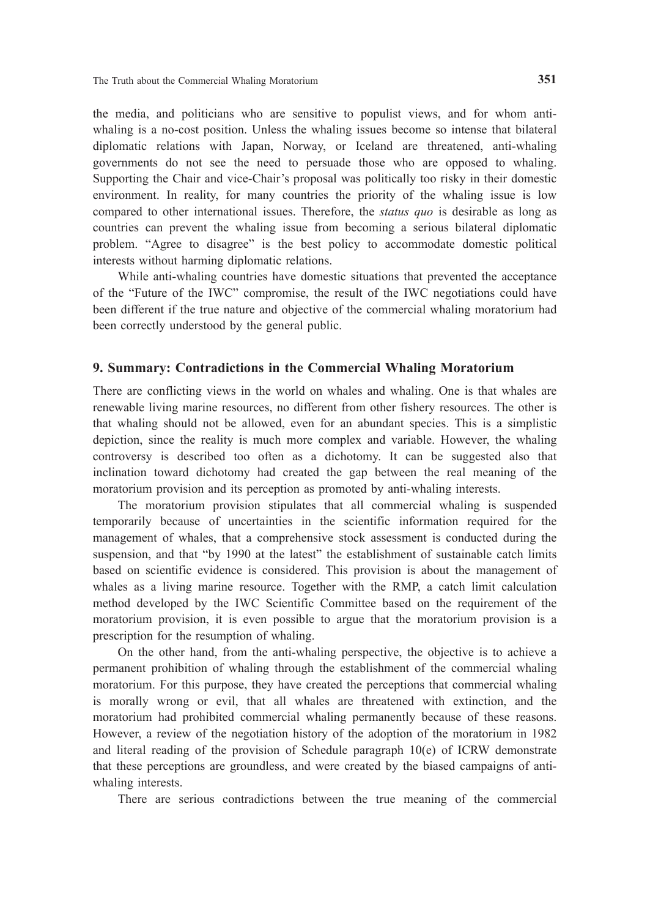the media, and politicians who are sensitive to populist views, and for whom anti-whaling is a no-cost position. Unless the whaling issues become so intense that bilateral diplomatic relations with Japan, Norway, or Iceland are threatened, anti-whaling governments do not see the need to persuade those who are opposed to whaling. Supporting the Chair and vice-Chair's proposal was politically too risky in their domestic environment. In reality, for many countries the priority of the whaling issue is low compared to other international issues. Therefore, the *status quo* is desirable as long as countries can prevent the whaling issue from becoming a serious bilateral diplomatic problem. "Agree to disagree" is the best policy to accommodate domestic political interests without harming diplomatic relations.

While anti-whaling countries have domestic situations that prevented the acceptance of the "Future of the IWC" compromise, the result of the IWC negotiations could have been different if the true nature and objective of the commercial whaling moratorium had been correctly understood by the general public.

## 9. Summary: Contradictions in the Commercial Whaling Moratorium

There are conflicting views in the world on whales and whaling. One is that whales are renewable living marine resources, no different from other fishery resources. The other is that whaling should not be allowed, even for an abundant species. This is a simplistic depiction, since the reality is much more complex and variable. However, the whaling controversy is described too often as a dichotomy. It can be suggested also that inclination toward dichotomy had created the gap between the real meaning of the moratorium provision and its perception as promoted by anti-whaling interests.

The moratorium provision stipulates that all commercial whaling is suspended temporarily because of uncertainties in the scientific information required for the management of whales, that a comprehensive stock assessment is conducted during the suspension, and that "by 1990 at the latest" the establishment of sustainable catch limits based on scientific evidence is considered. This provision is about the management of whales as a living marine resource. Together with the RMP, a catch limit calculation method developed by the IWC Scientific Committee based on the requirement of the moratorium provision, it is even possible to argue that the moratorium provision is a prescription for the resumption of whaling.

On the other hand, from the anti-whaling perspective, the objective is to achieve a permanent prohibition of whaling through the establishment of the commercial whaling moratorium. For this purpose, they have created the perceptions that commercial whaling is morally wrong or evil, that all whales are threatened with extinction, and the moratorium had prohibited commercial whaling permanently because of these reasons. However, a review of the negotiation history of the adoption of the moratorium in 1982 and literal reading of the provision of Schedule paragraph 10(e) of ICRW demonstrate that these perceptions are groundless, and were created by the biased campaigns of anti-whaling interests.

There are serious contradictions between the true meaning of the commercial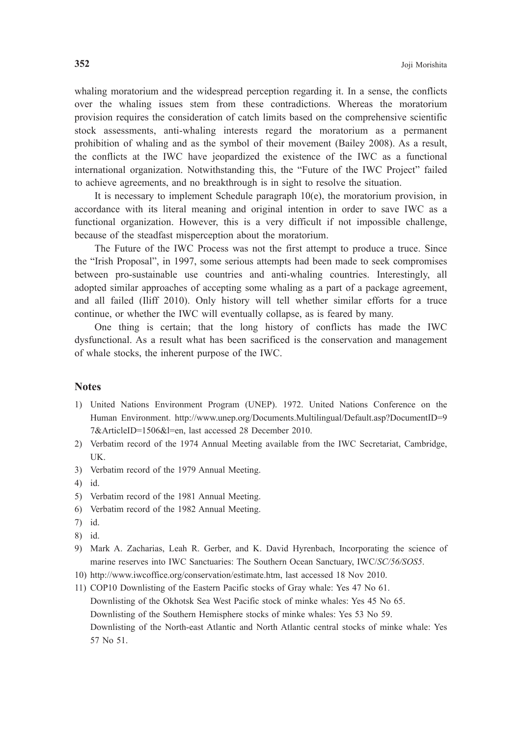whaling moratorium and the widespread perception regarding it. In a sense, the conflicts over the whaling issues stem from these contradictions. Whereas the moratorium provision requires the consideration of catch limits based on the comprehensive scientific stock assessments, anti-whaling interests regard the moratorium as a permanent prohibition of whaling and as the symbol of their movement (Bailey 2008). As a result, the conflicts at the IWC have jeopardized the existence of the IWC as a functional international organization. Notwithstanding this, the "Future of the IWC Project" failed to achieve agreements, and no breakthrough is in sight to resolve the situation.

It is necessary to implement Schedule paragraph 10(e), the moratorium provision, in accordance with its literal meaning and original intention in order to save IWC as a functional organization. However, this is a very difficult if not impossible challenge, because of the steadfast misperception about the moratorium.

The Future of the IWC Process was not the first attempt to produce a truce. Since the "Irish Proposal", in 1997, some serious attempts had been made to seek compromises between pro-sustainable use countries and anti-whaling countries. Interestingly, all adopted similar approaches of accepting some whaling as a part of a package agreement, and all failed (Iliff 2010). Only history will tell whether similar efforts for a truce continue, or whether the IWC will eventually collapse, as is feared by many.

One thing is certain; that the long history of conflicts has made the IWC dysfunctional. As a result what has been sacrificed is the conservation and management of whale stocks, the inherent purpose of the IWC.

## Notes

1) United Nations Environment Program (UNEP). 1972. United Nations Conference on the Human Environment. http://www.unep.org/Documents.Multilingual/Default.asp?DocumentID=97&ArticleID=1506&l=en, last accessed 28 December 2010.
2) Verbatim record of the 1974 Annual Meeting available from the IWC Secretariat, Cambridge, UK.
3) Verbatim record of the 1979 Annual Meeting.
4) id.
5) Verbatim record of the 1981 Annual Meeting.
6) Verbatim record of the 1982 Annual Meeting.
7) id.
8) id.
9) Mark A. Zacharias, Leah R. Gerber, and K. David Hyrenbach, Incorporating the science of marine reserves into IWC Sanctuaries: The Southern Ocean Sanctuary, IWC/*SC/56/SOS5*.
10) http://www.iwcoffice.org/conservation/estimate.htm, last accessed 18 Nov 2010.
11) COP10 Downlisting of the Eastern Pacific stocks of Gray whale: Yes 47 No 61.
    Downlisting of the Okhotsk Sea West Pacific stock of minke whales: Yes 45 No 65.
    Downlisting of the Southern Hemisphere stocks of minke whales: Yes 53 No 59.
    Downlisting of the North-east Atlantic and North Atlantic central stocks of minke whale: Yes 57 No 51.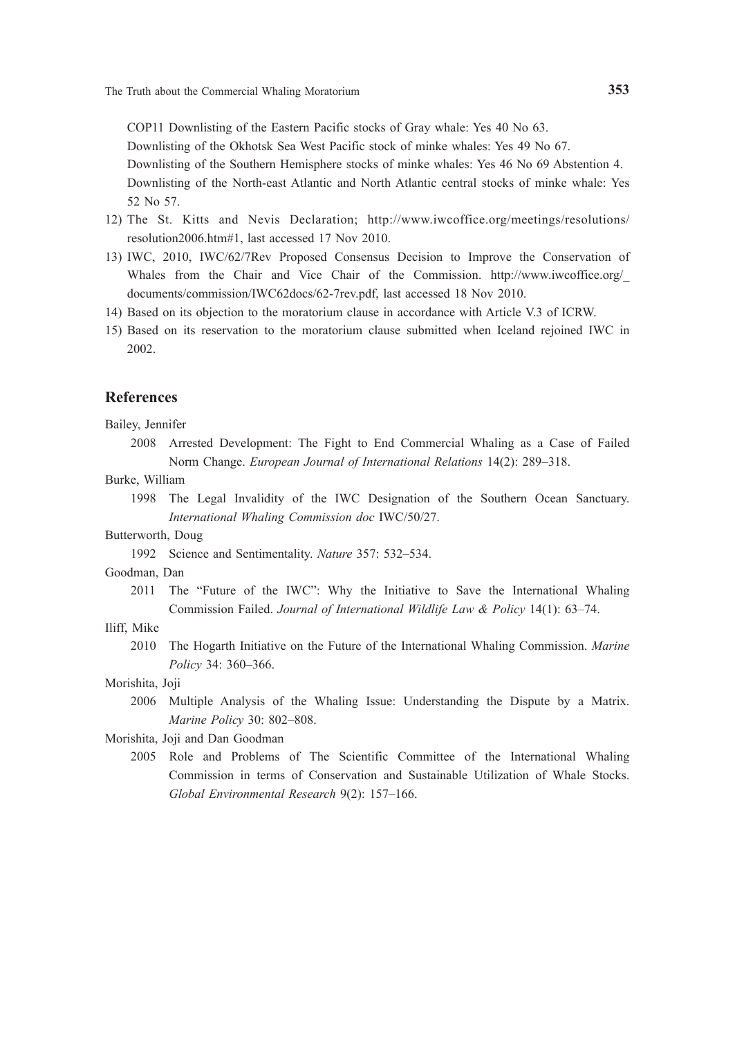COP11 Downlisting of the Eastern Pacific stocks of Gray whale: Yes 40 No 63.
Downlisting of the Okhotsk Sea West Pacific stock of minke whales: Yes 49 No 67.
Downlisting of the Southern Hemisphere stocks of minke whales: Yes 46 No 69 Abstention 4.
Downlisting of the North-east Atlantic and North Atlantic central stocks of minke whale: Yes 52 No 57.

12) The St. Kitts and Nevis Declaration; http://www.iwcoffice.org/meetings/resolutions/resolution2006.htm#1, last accessed 17 Nov 2010.
13) IWC, 2010, IWC/62/7Rev Proposed Consensus Decision to Improve the Conservation of Whales from the Chair and Vice Chair of the Commission. http://www.iwcoffice.org/_documents/commission/IWC62docs/62-7rev.pdf, last accessed 18 Nov 2010.
14) Based on its objection to the moratorium clause in accordance with Article V.3 of ICRW.
15) Based on its reservation to the moratorium clause submitted when Iceland rejoined IWC in 2002.

## References

Bailey, Jennifer

2008 Arrested Development: The Fight to End Commercial Whaling as a Case of Failed Norm Change. *European Journal of International Relations* 14(2): 289–318.

Burke, William

1998 The Legal Invalidity of the IWC Designation of the Southern Ocean Sanctuary. *International Whaling Commission doc* IWC/50/27.

Butterworth, Doug

1992 Science and Sentimentality. *Nature* 357: 532–534.

Goodman, Dan

2011 The "Future of the IWC": Why the Initiative to Save the International Whaling Commission Failed. *Journal of International Wildlife Law & Policy* 14(1): 63–74.

Iliff, Mike

2010 The Hogarth Initiative on the Future of the International Whaling Commission. *Marine Policy* 34: 360–366.

Morishita, Joji

2006 Multiple Analysis of the Whaling Issue: Understanding the Dispute by a Matrix. *Marine Policy* 30: 802–808.

Morishita, Joji and Dan Goodman

2005 Role and Problems of The Scientific Committee of the International Whaling Commission in terms of Conservation and Sustainable Utilization of Whale Stocks. *Global Environmental Research* 9(2): 157–166.